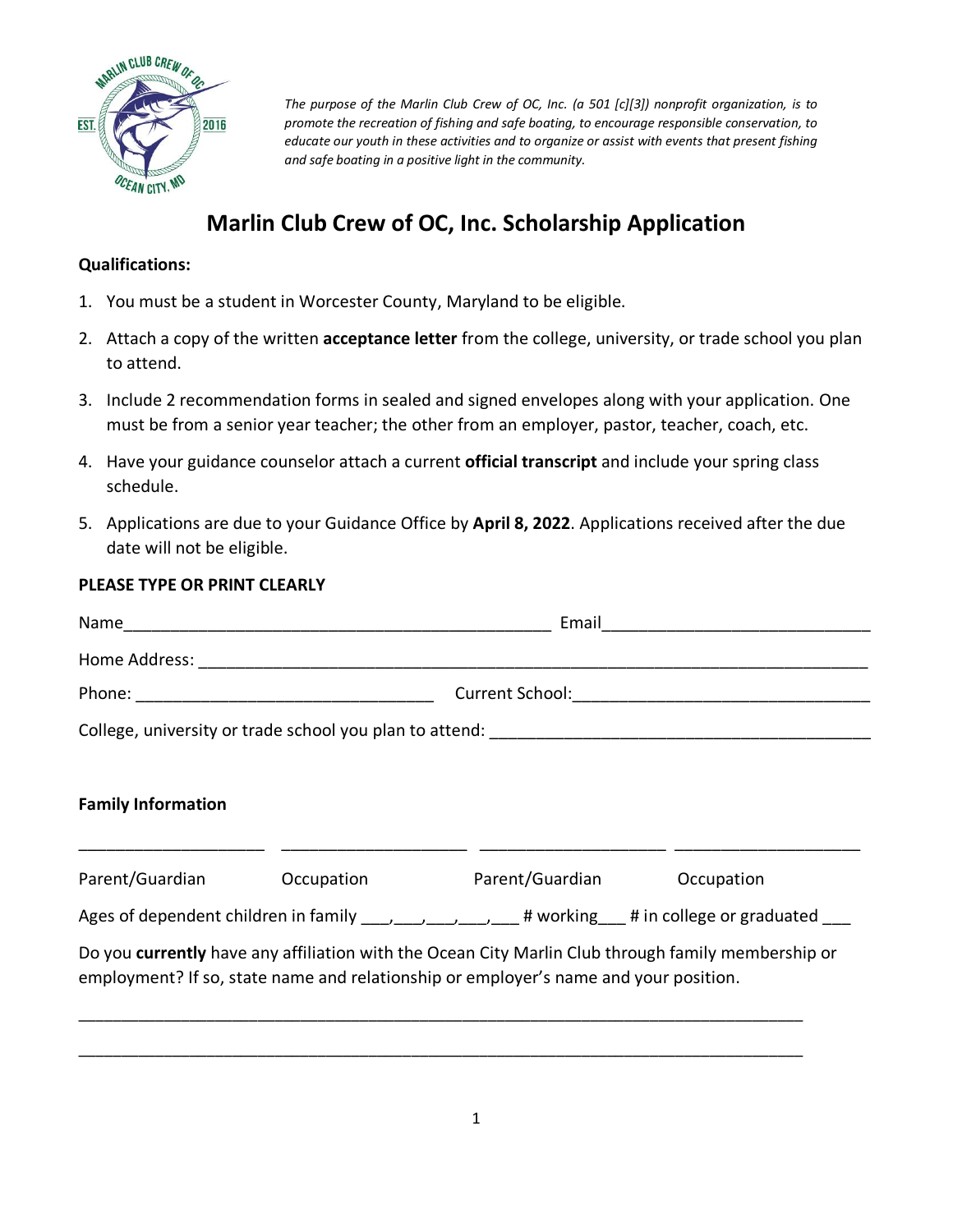*The purpose of the Marlin Club Crew of OC, Inc. (a 501 [c][3]) nonprofit organization, is to promote the recreation of fishing and safe boating, to encourage responsible conservation, to educate our youth in these activities and to organize or assist with events that present fishing and safe boating in a positive light in the community.*

# Marlin Club Crew of OC, Inc. Scholarship Application

**Qualifications:**

1. You must be a student in Worcester County, Maryland to be eligible.
2. Attach a copy of the written **acceptance letter** from the college, university, or trade school you plan to attend.
3. Include 2 recommendation forms in sealed and signed envelopes along with your application. One must be from a senior year teacher; the other from an employer, pastor, teacher, coach, etc.
4. Have your guidance counselor attach a current **official transcript** and include your spring class schedule.
5. Applications are due to your Guidance Office by **April 8, 2022**. Applications received after the due date will not be eligible.

**PLEASE TYPE OR PRINT CLEARLY**

Name______________________________________________ Email___________________________

Home Address: ________________________________________________________________________

Phone: ________________________________ Current School:________________________________

College, university or trade school you plan to attend: _________________________________________

**Family Information**

____________________ ____________________ ____________________ ____________________

Parent/Guardian Occupation Parent/Guardian Occupation

Ages of dependent children in family ___,___,___,___,___ # working___ # in college or graduated ___

Do you **currently** have any affiliation with the Ocean City Marlin Club through family membership or employment? If so, state name and relationship or employer's name and your position.

______________________________________________________________________________

______________________________________________________________________________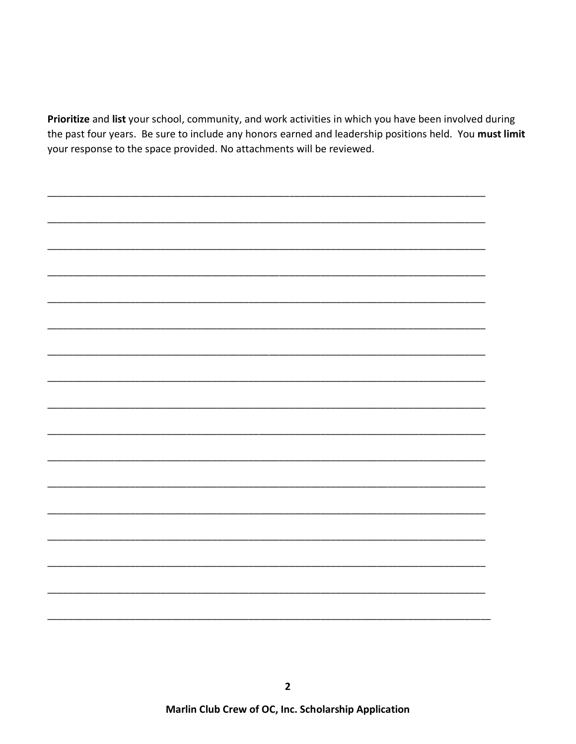**Prioritize** and **list** your school, community, and work activities in which you have been involved during the past four years. Be sure to include any honors earned and leadership positions held. You **must limit** your response to the space provided. No attachments will be reviewed.

\_\_\_\_\_\_\_\_\_\_\_\_\_\_\_\_\_\_\_\_\_\_\_\_\_\_\_\_\_\_\_\_\_\_\_\_\_\_\_\_\_\_\_\_\_\_\_\_\_\_\_\_\_\_\_\_\_\_\_\_\_\_\_\_\_\_\_\_\_\_\_\_\_\_\_\_\_\_

\_\_\_\_\_\_\_\_\_\_\_\_\_\_\_\_\_\_\_\_\_\_\_\_\_\_\_\_\_\_\_\_\_\_\_\_\_\_\_\_\_\_\_\_\_\_\_\_\_\_\_\_\_\_\_\_\_\_\_\_\_\_\_\_\_\_\_\_\_\_\_\_\_\_\_\_\_\_

\_\_\_\_\_\_\_\_\_\_\_\_\_\_\_\_\_\_\_\_\_\_\_\_\_\_\_\_\_\_\_\_\_\_\_\_\_\_\_\_\_\_\_\_\_\_\_\_\_\_\_\_\_\_\_\_\_\_\_\_\_\_\_\_\_\_\_\_\_\_\_\_\_\_\_\_\_\_

\_\_\_\_\_\_\_\_\_\_\_\_\_\_\_\_\_\_\_\_\_\_\_\_\_\_\_\_\_\_\_\_\_\_\_\_\_\_\_\_\_\_\_\_\_\_\_\_\_\_\_\_\_\_\_\_\_\_\_\_\_\_\_\_\_\_\_\_\_\_\_\_\_\_\_\_\_\_

\_\_\_\_\_\_\_\_\_\_\_\_\_\_\_\_\_\_\_\_\_\_\_\_\_\_\_\_\_\_\_\_\_\_\_\_\_\_\_\_\_\_\_\_\_\_\_\_\_\_\_\_\_\_\_\_\_\_\_\_\_\_\_\_\_\_\_\_\_\_\_\_\_\_\_\_\_\_

\_\_\_\_\_\_\_\_\_\_\_\_\_\_\_\_\_\_\_\_\_\_\_\_\_\_\_\_\_\_\_\_\_\_\_\_\_\_\_\_\_\_\_\_\_\_\_\_\_\_\_\_\_\_\_\_\_\_\_\_\_\_\_\_\_\_\_\_\_\_\_\_\_\_\_\_\_\_

\_\_\_\_\_\_\_\_\_\_\_\_\_\_\_\_\_\_\_\_\_\_\_\_\_\_\_\_\_\_\_\_\_\_\_\_\_\_\_\_\_\_\_\_\_\_\_\_\_\_\_\_\_\_\_\_\_\_\_\_\_\_\_\_\_\_\_\_\_\_\_\_\_\_\_\_\_\_

\_\_\_\_\_\_\_\_\_\_\_\_\_\_\_\_\_\_\_\_\_\_\_\_\_\_\_\_\_\_\_\_\_\_\_\_\_\_\_\_\_\_\_\_\_\_\_\_\_\_\_\_\_\_\_\_\_\_\_\_\_\_\_\_\_\_\_\_\_\_\_\_\_\_\_\_\_\_

\_\_\_\_\_\_\_\_\_\_\_\_\_\_\_\_\_\_\_\_\_\_\_\_\_\_\_\_\_\_\_\_\_\_\_\_\_\_\_\_\_\_\_\_\_\_\_\_\_\_\_\_\_\_\_\_\_\_\_\_\_\_\_\_\_\_\_\_\_\_\_\_\_\_\_\_\_\_

\_\_\_\_\_\_\_\_\_\_\_\_\_\_\_\_\_\_\_\_\_\_\_\_\_\_\_\_\_\_\_\_\_\_\_\_\_\_\_\_\_\_\_\_\_\_\_\_\_\_\_\_\_\_\_\_\_\_\_\_\_\_\_\_\_\_\_\_\_\_\_\_\_\_\_\_\_\_

\_\_\_\_\_\_\_\_\_\_\_\_\_\_\_\_\_\_\_\_\_\_\_\_\_\_\_\_\_\_\_\_\_\_\_\_\_\_\_\_\_\_\_\_\_\_\_\_\_\_\_\_\_\_\_\_\_\_\_\_\_\_\_\_\_\_\_\_\_\_\_\_\_\_\_\_\_\_

\_\_\_\_\_\_\_\_\_\_\_\_\_\_\_\_\_\_\_\_\_\_\_\_\_\_\_\_\_\_\_\_\_\_\_\_\_\_\_\_\_\_\_\_\_\_\_\_\_\_\_\_\_\_\_\_\_\_\_\_\_\_\_\_\_\_\_\_\_\_\_\_\_\_\_\_\_\_

\_\_\_\_\_\_\_\_\_\_\_\_\_\_\_\_\_\_\_\_\_\_\_\_\_\_\_\_\_\_\_\_\_\_\_\_\_\_\_\_\_\_\_\_\_\_\_\_\_\_\_\_\_\_\_\_\_\_\_\_\_\_\_\_\_\_\_\_\_\_\_\_\_\_\_\_\_\_

\_\_\_\_\_\_\_\_\_\_\_\_\_\_\_\_\_\_\_\_\_\_\_\_\_\_\_\_\_\_\_\_\_\_\_\_\_\_\_\_\_\_\_\_\_\_\_\_\_\_\_\_\_\_\_\_\_\_\_\_\_\_\_\_\_\_\_\_\_\_\_\_\_\_\_\_\_\_

\_\_\_\_\_\_\_\_\_\_\_\_\_\_\_\_\_\_\_\_\_\_\_\_\_\_\_\_\_\_\_\_\_\_\_\_\_\_\_\_\_\_\_\_\_\_\_\_\_\_\_\_\_\_\_\_\_\_\_\_\_\_\_\_\_\_\_\_\_\_\_\_\_\_\_\_\_\_

\_\_\_\_\_\_\_\_\_\_\_\_\_\_\_\_\_\_\_\_\_\_\_\_\_\_\_\_\_\_\_\_\_\_\_\_\_\_\_\_\_\_\_\_\_\_\_\_\_\_\_\_\_\_\_\_\_\_\_\_\_\_\_\_\_\_\_\_\_\_\_\_\_\_\_\_\_\_

\_\_\_\_\_\_\_\_\_\_\_\_\_\_\_\_\_\_\_\_\_\_\_\_\_\_\_\_\_\_\_\_\_\_\_\_\_\_\_\_\_\_\_\_\_\_\_\_\_\_\_\_\_\_\_\_\_\_\_\_\_\_\_\_\_\_\_\_\_\_\_\_\_\_\_\_\_\_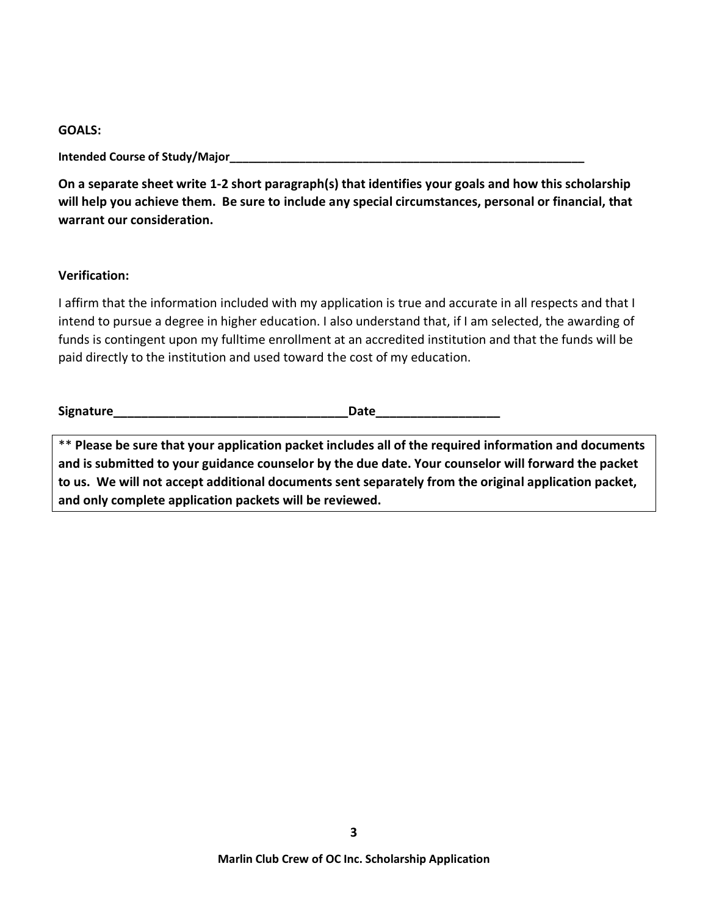**GOALS:**

**Intended Course of Study/Major**___________________________________________________________

**On a separate sheet write 1-2 short paragraph(s) that identifies your goals and how this scholarship will help you achieve them. Be sure to include any special circumstances, personal or financial, that warrant our consideration.**

**Verification:**

I affirm that the information included with my application is true and accurate in all respects and that I intend to pursue a degree in higher education. I also understand that, if I am selected, the awarding of funds is contingent upon my fulltime enrollment at an accredited institution and that the funds will be paid directly to the institution and used toward the cost of my education.

**Signature**___________________________________**Date**__________________

** **Please be sure that your application packet includes all of the required information and documents and is submitted to your guidance counselor by the due date. Your counselor will forward the packet to us. We will not accept additional documents sent separately from the original application packet, and only complete application packets will be reviewed.**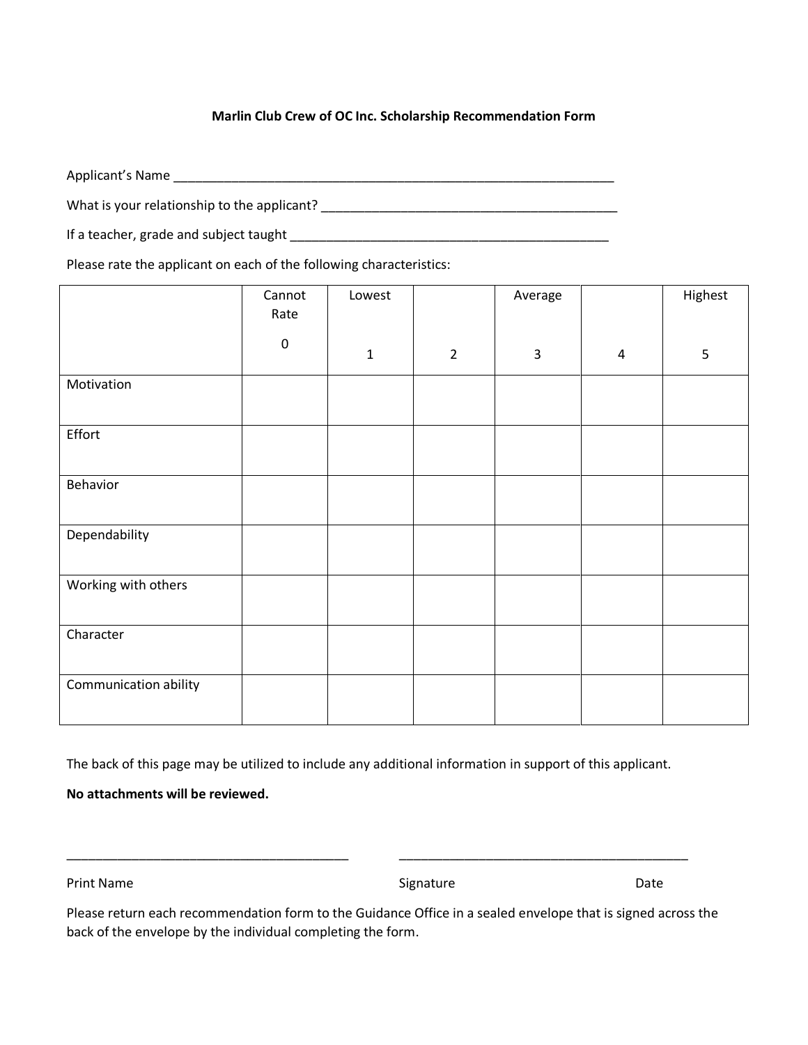**Marlin Club Crew of OC Inc. Scholarship Recommendation Form**

Applicant's Name ________________________________________________________________

What is your relationship to the applicant? ________________________________________

If a teacher, grade and subject taught _____________________________________________

Please rate the applicant on each of the following characteristics:

| | Cannot Rate<br>0 | Lowest<br>1 | 2 | Average<br>3 | 4 | Highest<br>5 |
|---|---|---|---|---|---|---|
| Motivation | | | | | | |
| Effort | | | | | | |
| Behavior | | | | | | |
| Dependability | | | | | | |
| Working with others | | | | | | |
| Character | | | | | | |
| Communication ability | | | | | | |

The back of this page may be utilized to include any additional information in support of this applicant.

**No attachments will be reviewed.**

________________________________________ ________________________________________

Print Name Signature Date

Please return each recommendation form to the Guidance Office in a sealed envelope that is signed across the back of the envelope by the individual completing the form.